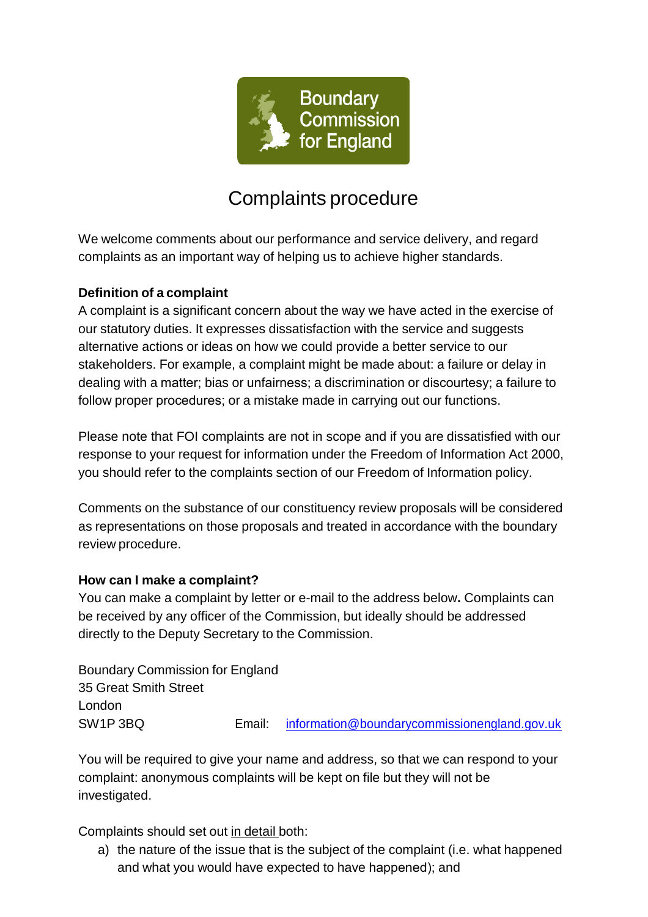Boundary Commission for England

# Complaints procedure

We welcome comments about our performance and service delivery, and regard complaints as an important way of helping us to achieve higher standards.

**Definition of a complaint**

A complaint is a significant concern about the way we have acted in the exercise of our statutory duties. It expresses dissatisfaction with the service and suggests alternative actions or ideas on how we could provide a better service to our stakeholders. For example, a complaint might be made about: a failure or delay in dealing with a matter; bias or unfairness; a discrimination or discourtesy; a failure to follow proper procedures; or a mistake made in carrying out our functions.

Please note that FOI complaints are not in scope and if you are dissatisfied with our response to your request for information under the Freedom of Information Act 2000, you should refer to the complaints section of our Freedom of Information policy.

Comments on the substance of our constituency review proposals will be considered as representations on those proposals and treated in accordance with the boundary review procedure.

**How can I make a complaint?**

You can make a complaint by letter or e-mail to the address below**.** Complaints can be received by any officer of the Commission, but ideally should be addressed directly to the Deputy Secretary to the Commission.

Boundary Commission for England
35 Great Smith Street
London
SW1P 3BQ

Email: information@boundarycommissionengland.gov.uk

You will be required to give your name and address, so that we can respond to your complaint: anonymous complaints will be kept on file but they will not be investigated.

Complaints should set out in detail both:

a) the nature of the issue that is the subject of the complaint (i.e. what happened and what you would have expected to have happened); and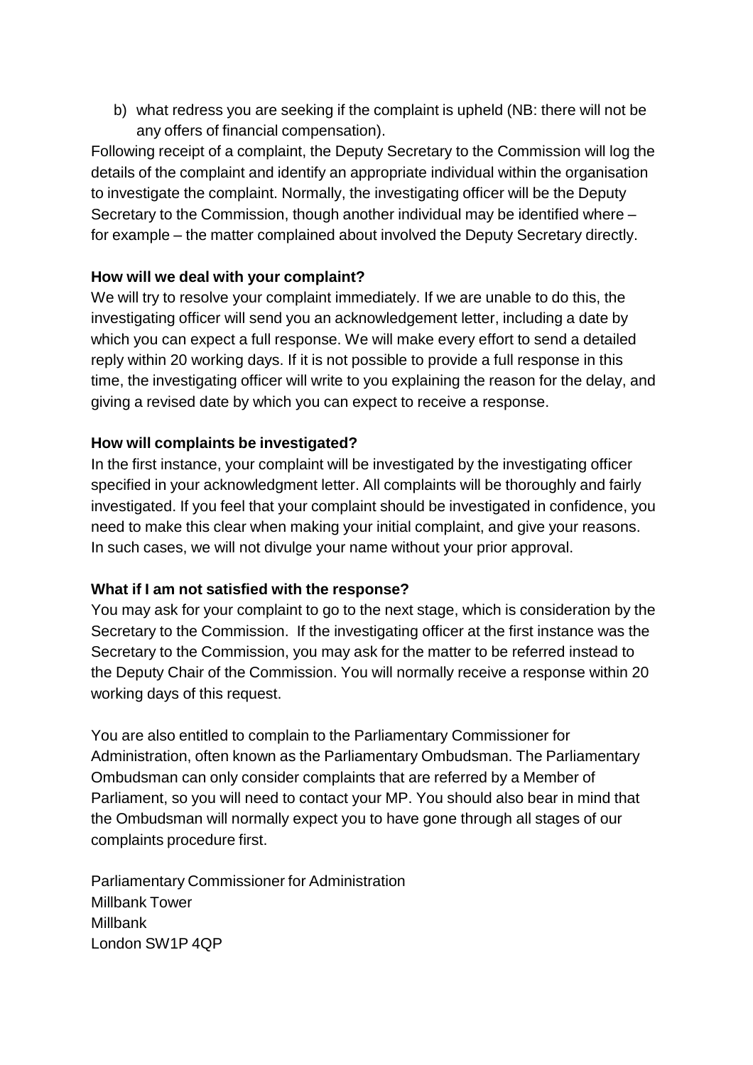b) what redress you are seeking if the complaint is upheld (NB: there will not be any offers of financial compensation).

Following receipt of a complaint, the Deputy Secretary to the Commission will log the details of the complaint and identify an appropriate individual within the organisation to investigate the complaint. Normally, the investigating officer will be the Deputy Secretary to the Commission, though another individual may be identified where – for example – the matter complained about involved the Deputy Secretary directly.

**How will we deal with your complaint?**

We will try to resolve your complaint immediately. If we are unable to do this, the investigating officer will send you an acknowledgement letter, including a date by which you can expect a full response. We will make every effort to send a detailed reply within 20 working days. If it is not possible to provide a full response in this time, the investigating officer will write to you explaining the reason for the delay, and giving a revised date by which you can expect to receive a response.

**How will complaints be investigated?**

In the first instance, your complaint will be investigated by the investigating officer specified in your acknowledgment letter. All complaints will be thoroughly and fairly investigated. If you feel that your complaint should be investigated in confidence, you need to make this clear when making your initial complaint, and give your reasons. In such cases, we will not divulge your name without your prior approval.

**What if I am not satisfied with the response?**

You may ask for your complaint to go to the next stage, which is consideration by the Secretary to the Commission. If the investigating officer at the first instance was the Secretary to the Commission, you may ask for the matter to be referred instead to the Deputy Chair of the Commission. You will normally receive a response within 20 working days of this request.

You are also entitled to complain to the Parliamentary Commissioner for Administration, often known as the Parliamentary Ombudsman. The Parliamentary Ombudsman can only consider complaints that are referred by a Member of Parliament, so you will need to contact your MP. You should also bear in mind that the Ombudsman will normally expect you to have gone through all stages of our complaints procedure first.

Parliamentary Commissioner for Administration
Millbank Tower
Millbank
London SW1P 4QP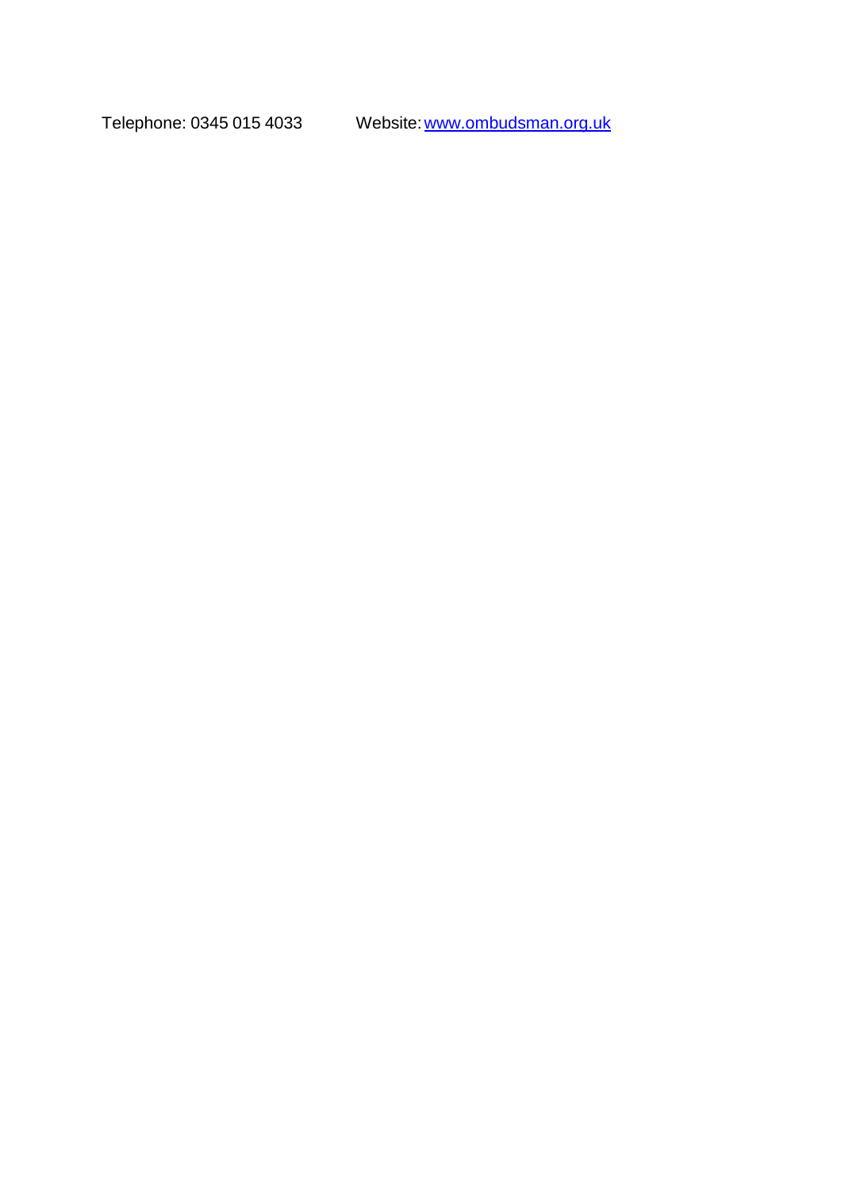Telephone: 0345 015 4033 Website: [www.ombudsman.org.uk](http://www.ombudsman.org.uk)